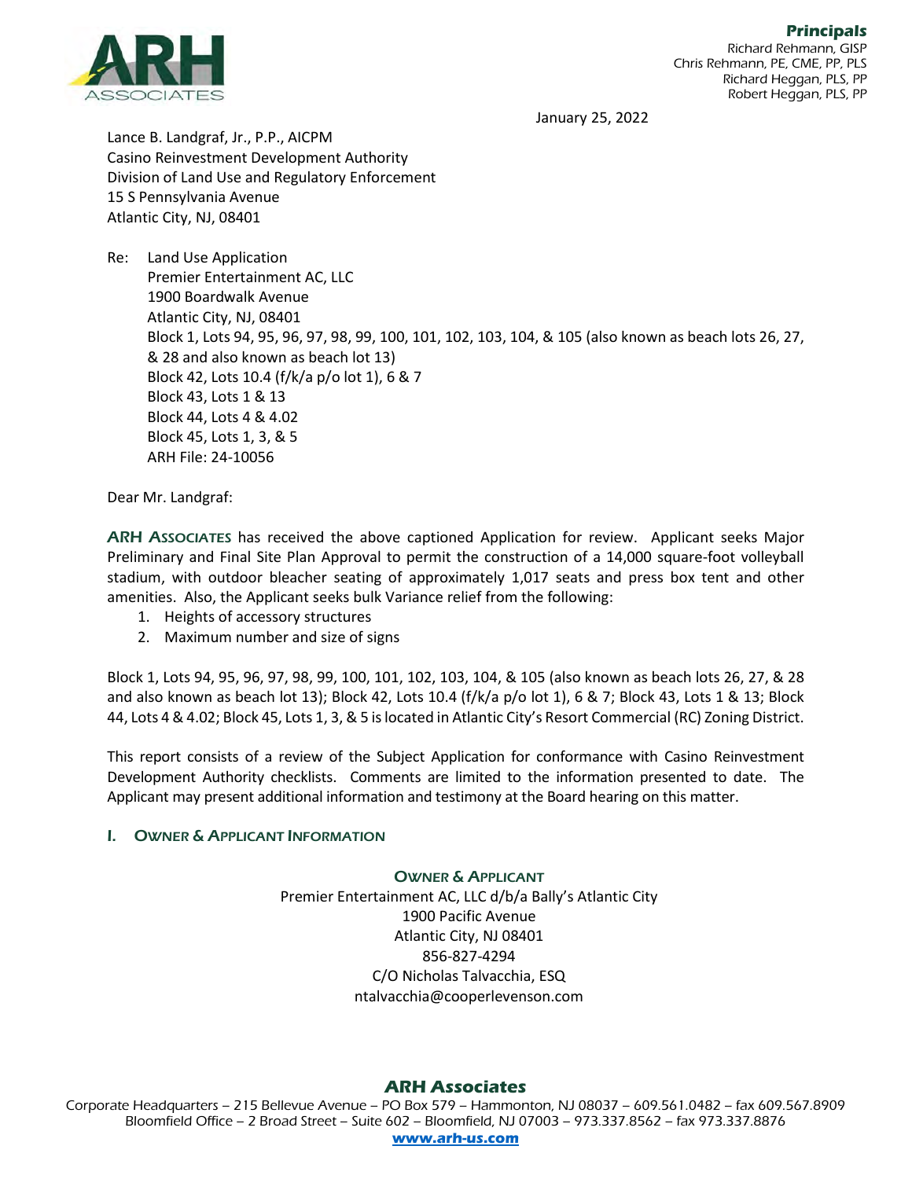**Principals**
Richard Rehmann, GISP
Chris Rehmann, PE, CME, PP, PLS
Richard Heggan, PLS, PP
Robert Heggan, PLS, PP

January 25, 2022

Lance B. Landgraf, Jr., P.P., AICPM
Casino Reinvestment Development Authority
Division of Land Use and Regulatory Enforcement
15 S Pennsylvania Avenue
Atlantic City, NJ, 08401

Re: Land Use Application
Premier Entertainment AC, LLC
1900 Boardwalk Avenue
Atlantic City, NJ, 08401
Block 1, Lots 94, 95, 96, 97, 98, 99, 100, 101, 102, 103, 104, & 105 (also known as beach lots 26, 27, & 28 and also known as beach lot 13)
Block 42, Lots 10.4 (f/k/a p/o lot 1), 6 & 7
Block 43, Lots 1 & 13
Block 44, Lots 4 & 4.02
Block 45, Lots 1, 3, & 5
ARH File: 24-10056

Dear Mr. Landgraf:

**ARH Associates** has received the above captioned Application for review. Applicant seeks Major Preliminary and Final Site Plan Approval to permit the construction of a 14,000 square-foot volleyball stadium, with outdoor bleacher seating of approximately 1,017 seats and press box tent and other amenities. Also, the Applicant seeks bulk Variance relief from the following:

1. Heights of accessory structures
2. Maximum number and size of signs

Block 1, Lots 94, 95, 96, 97, 98, 99, 100, 101, 102, 103, 104, & 105 (also known as beach lots 26, 27, & 28 and also known as beach lot 13); Block 42, Lots 10.4 (f/k/a p/o lot 1), 6 & 7; Block 43, Lots 1 & 13; Block 44, Lots 4 & 4.02; Block 45, Lots 1, 3, & 5 is located in Atlantic City's Resort Commercial (RC) Zoning District.

This report consists of a review of the Subject Application for conformance with Casino Reinvestment Development Authority checklists. Comments are limited to the information presented to date. The Applicant may present additional information and testimony at the Board hearing on this matter.

## I. Owner & Applicant Information

**Owner & Applicant**

Premier Entertainment AC, LLC d/b/a Bally's Atlantic City
1900 Pacific Avenue
Atlantic City, NJ 08401
856-827-4294
C/O Nicholas Talvacchia, ESQ
ntalvacchia@cooperlevenson.com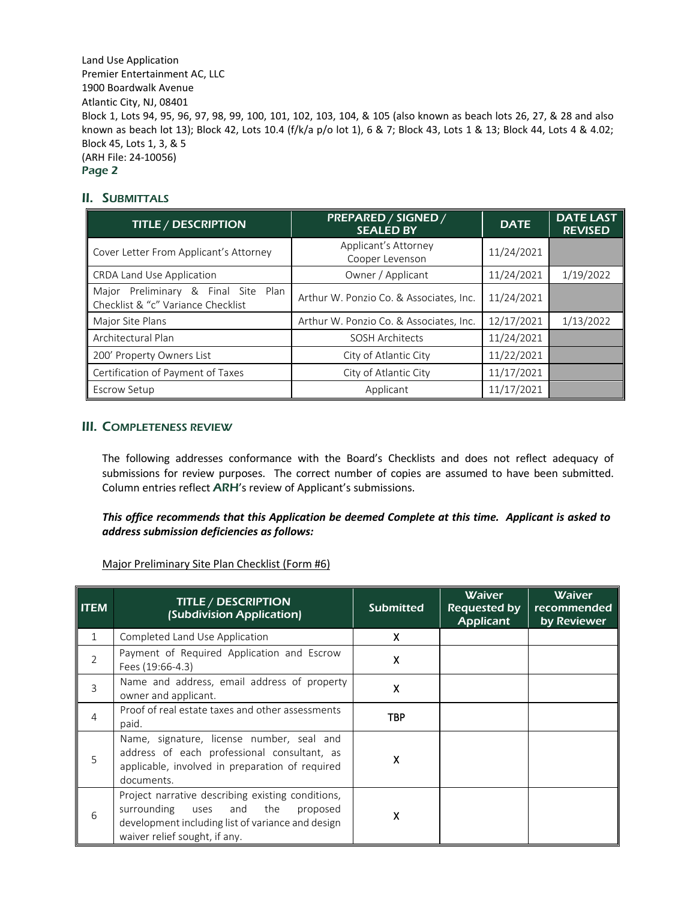## II. SUBMITTALS

| TITLE / DESCRIPTION | PREPARED / SIGNED / SEALED BY | DATE | DATE LAST REVISED |
|---|---|---|---|
| Cover Letter From Applicant's Attorney | Applicant's Attorney Cooper Levenson | 11/24/2021 | |
| CRDA Land Use Application | Owner / Applicant | 11/24/2021 | 1/19/2022 |
| Major Preliminary & Final Site Plan Checklist & "c" Variance Checklist | Arthur W. Ponzio Co. & Associates, Inc. | 11/24/2021 | |
| Major Site Plans | Arthur W. Ponzio Co. & Associates, Inc. | 12/17/2021 | 1/13/2022 |
| Architectural Plan | SOSH Architects | 11/24/2021 | |
| 200' Property Owners List | City of Atlantic City | 11/22/2021 | |
| Certification of Payment of Taxes | City of Atlantic City | 11/17/2021 | |
| Escrow Setup | Applicant | 11/17/2021 | |

## III. COMPLETENESS REVIEW

The following addresses conformance with the Board's Checklists and does not reflect adequacy of submissions for review purposes. The correct number of copies are assumed to have been submitted. Column entries reflect **ARH**'s review of Applicant's submissions.

***This office recommends that this Application be deemed Complete at this time. Applicant is asked to address submission deficiencies as follows:***

Major Preliminary Site Plan Checklist (Form #6)

| ITEM | TITLE / DESCRIPTION (Subdivision Application) | Submitted | Waiver Requested by Applicant | Waiver recommended by Reviewer |
|---|---|---|---|---|
| 1 | Completed Land Use Application | X | | |
| 2 | Payment of Required Application and Escrow Fees (19:66-4.3) | X | | |
| 3 | Name and address, email address of property owner and applicant. | X | | |
| 4 | Proof of real estate taxes and other assessments paid. | TBP | | |
| 5 | Name, signature, license number, seal and address of each professional consultant, as applicable, involved in preparation of required documents. | X | | |
| 6 | Project narrative describing existing conditions, surrounding uses and the proposed development including list of variance and design waiver relief sought, if any. | X | | |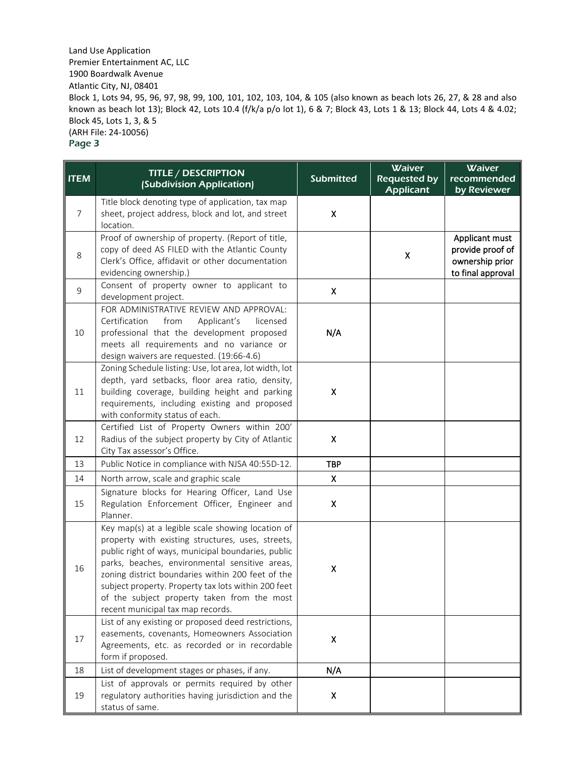Land Use Application
Premier Entertainment AC, LLC
1900 Boardwalk Avenue
Atlantic City, NJ, 08401
Block 1, Lots 94, 95, 96, 97, 98, 99, 100, 101, 102, 103, 104, & 105 (also known as beach lots 26, 27, & 28 and also known as beach lot 13); Block 42, Lots 10.4 (f/k/a p/o lot 1), 6 & 7; Block 43, Lots 1 & 13; Block 44, Lots 4 & 4.02; Block 45, Lots 1, 3, & 5
(ARH File: 24-10056)

| ITEM | TITLE / DESCRIPTION (Subdivision Application) | Submitted | Waiver Requested by Applicant | Waiver recommended by Reviewer |
|---|---|---|---|---|
| 7 | Title block denoting type of application, tax map sheet, project address, block and lot, and street location. | X | | |
| 8 | Proof of ownership of property. (Report of title, copy of deed AS FILED with the Atlantic County Clerk's Office, affidavit or other documentation evidencing ownership.) | | X | Applicant must provide proof of ownership prior to final approval |
| 9 | Consent of property owner to applicant to development project. | X | | |
| 10 | FOR ADMINISTRATIVE REVIEW AND APPROVAL: Certification from Applicant's licensed professional that the development proposed meets all requirements and no variance or design waivers are requested. (19:66-4.6) | N/A | | |
| 11 | Zoning Schedule listing: Use, lot area, lot width, lot depth, yard setbacks, floor area ratio, density, building coverage, building height and parking requirements, including existing and proposed with conformity status of each. | X | | |
| 12 | Certified List of Property Owners within 200' Radius of the subject property by City of Atlantic City Tax assessor's Office. | X | | |
| 13 | Public Notice in compliance with NJSA 40:55D-12. | TBP | | |
| 14 | North arrow, scale and graphic scale | X | | |
| 15 | Signature blocks for Hearing Officer, Land Use Regulation Enforcement Officer, Engineer and Planner. | X | | |
| 16 | Key map(s) at a legible scale showing location of property with existing structures, uses, streets, public right of ways, municipal boundaries, public parks, beaches, environmental sensitive areas, zoning district boundaries within 200 feet of the subject property. Property tax lots within 200 feet of the subject property taken from the most recent municipal tax map records. | X | | |
| 17 | List of any existing or proposed deed restrictions, easements, covenants, Homeowners Association Agreements, etc. as recorded or in recordable form if proposed. | X | | |
| 18 | List of development stages or phases, if any. | N/A | | |
| 19 | List of approvals or permits required by other regulatory authorities having jurisdiction and the status of same. | X | | |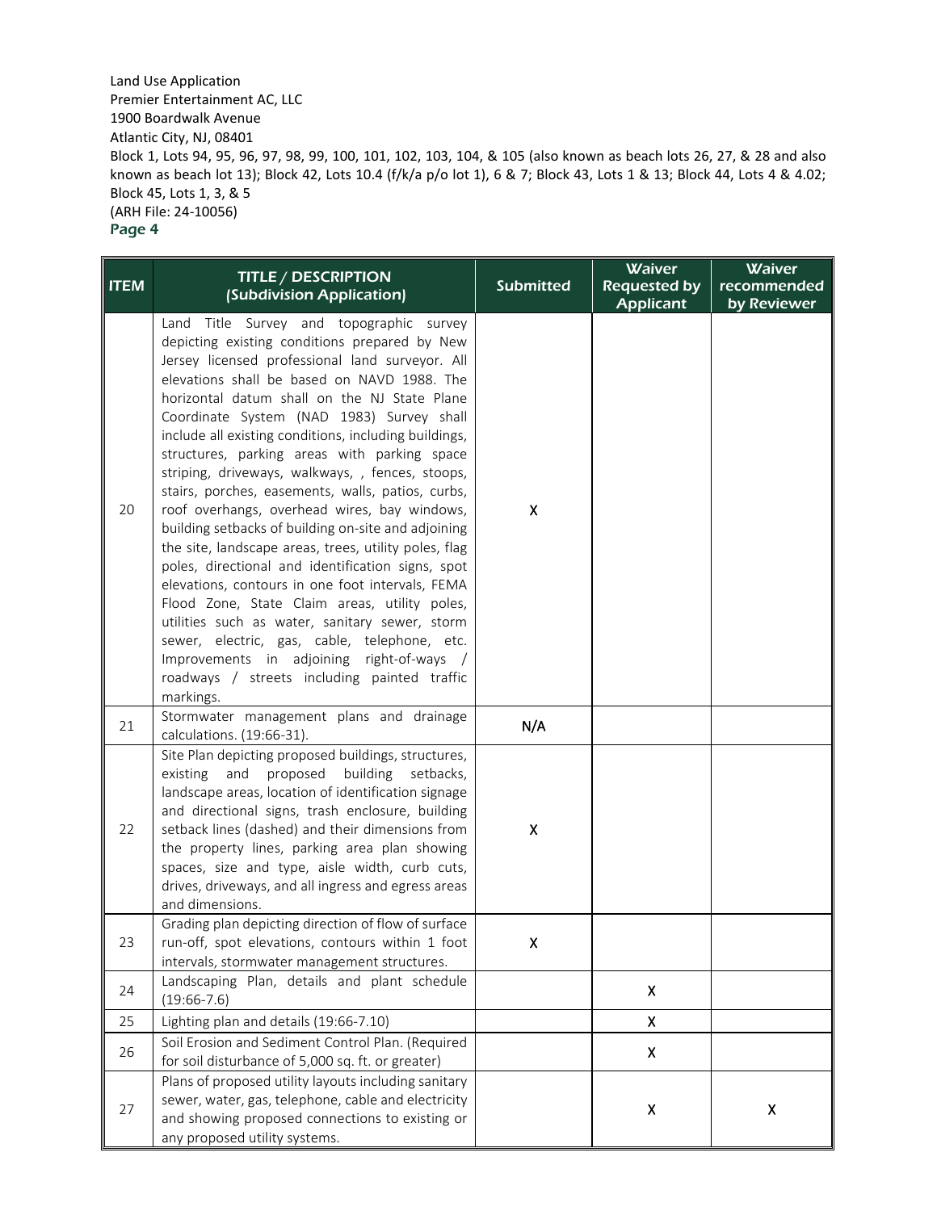Land Use Application
Premier Entertainment AC, LLC
1900 Boardwalk Avenue
Atlantic City, NJ, 08401
Block 1, Lots 94, 95, 96, 97, 98, 99, 100, 101, 102, 103, 104, & 105 (also known as beach lots 26, 27, & 28 and also known as beach lot 13); Block 42, Lots 10.4 (f/k/a p/o lot 1), 6 & 7; Block 43, Lots 1 & 13; Block 44, Lots 4 & 4.02; Block 45, Lots 1, 3, & 5
(ARH File: 24-10056)
Page 4

| ITEM | TITLE / DESCRIPTION (Subdivision Application) | Submitted | Waiver Requested by Applicant | Waiver recommended by Reviewer |
|---|---|---|---|---|
| 20 | Land Title Survey and topographic survey depicting existing conditions prepared by New Jersey licensed professional land surveyor. All elevations shall be based on NAVD 1988. The horizontal datum shall on the NJ State Plane Coordinate System (NAD 1983) Survey shall include all existing conditions, including buildings, structures, parking areas with parking space striping, driveways, walkways, , fences, stoops, stairs, porches, easements, walls, patios, curbs, roof overhangs, overhead wires, bay windows, building setbacks of building on-site and adjoining the site, landscape areas, trees, utility poles, flag poles, directional and identification signs, spot elevations, contours in one foot intervals, FEMA Flood Zone, State Claim areas, utility poles, utilities such as water, sanitary sewer, storm sewer, electric, gas, cable, telephone, etc. Improvements in adjoining right-of-ways / roadways / streets including painted traffic markings. | X | | |
| 21 | Stormwater management plans and drainage calculations. (19:66-31). | N/A | | |
| 22 | Site Plan depicting proposed buildings, structures, existing and proposed building setbacks, landscape areas, location of identification signage and directional signs, trash enclosure, building setback lines (dashed) and their dimensions from the property lines, parking area plan showing spaces, size and type, aisle width, curb cuts, drives, driveways, and all ingress and egress areas and dimensions. | X | | |
| 23 | Grading plan depicting direction of flow of surface run-off, spot elevations, contours within 1 foot intervals, stormwater management structures. | X | | |
| 24 | Landscaping Plan, details and plant schedule (19:66-7.6) | | X | |
| 25 | Lighting plan and details (19:66-7.10) | | X | |
| 26 | Soil Erosion and Sediment Control Plan. (Required for soil disturbance of 5,000 sq. ft. or greater) | | X | |
| 27 | Plans of proposed utility layouts including sanitary sewer, water, gas, telephone, cable and electricity and showing proposed connections to existing or any proposed utility systems. | | X | X |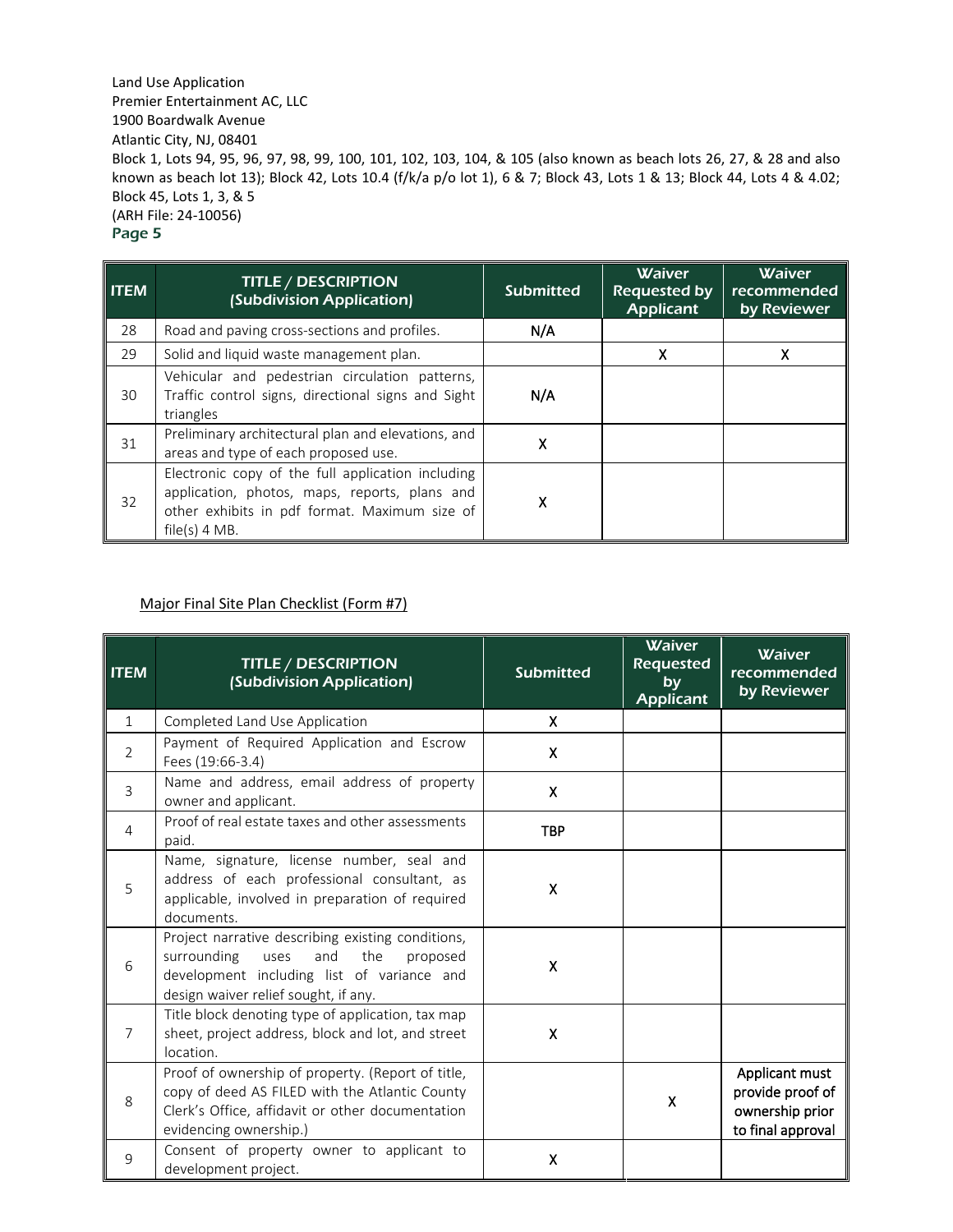Land Use Application
Premier Entertainment AC, LLC
1900 Boardwalk Avenue
Atlantic City, NJ, 08401
Block 1, Lots 94, 95, 96, 97, 98, 99, 100, 101, 102, 103, 104, & 105 (also known as beach lots 26, 27, & 28 and also known as beach lot 13); Block 42, Lots 10.4 (f/k/a p/o lot 1), 6 & 7; Block 43, Lots 1 & 13; Block 44, Lots 4 & 4.02; Block 45, Lots 1, 3, & 5
(ARH File: 24-10056)
**Page 5**

| ITEM | TITLE / DESCRIPTION (Subdivision Application) | Submitted | Waiver Requested by Applicant | Waiver recommended by Reviewer |
|---|---|---|---|---|
| 28 | Road and paving cross-sections and profiles. | N/A | | |
| 29 | Solid and liquid waste management plan. | | X | X |
| 30 | Vehicular and pedestrian circulation patterns, Traffic control signs, directional signs and Sight triangles | N/A | | |
| 31 | Preliminary architectural plan and elevations, and areas and type of each proposed use. | X | | |
| 32 | Electronic copy of the full application including application, photos, maps, reports, plans and other exhibits in pdf format. Maximum size of file(s) 4 MB. | X | | |

Major Final Site Plan Checklist (Form #7)

| ITEM | TITLE / DESCRIPTION (Subdivision Application) | Submitted | Waiver Requested by Applicant | Waiver recommended by Reviewer |
|---|---|---|---|---|
| 1 | Completed Land Use Application | X | | |
| 2 | Payment of Required Application and Escrow Fees (19:66-3.4) | X | | |
| 3 | Name and address, email address of property owner and applicant. | X | | |
| 4 | Proof of real estate taxes and other assessments paid. | TBP | | |
| 5 | Name, signature, license number, seal and address of each professional consultant, as applicable, involved in preparation of required documents. | X | | |
| 6 | Project narrative describing existing conditions, surrounding uses and the proposed development including list of variance and design waiver relief sought, if any. | X | | |
| 7 | Title block denoting type of application, tax map sheet, project address, block and lot, and street location. | X | | |
| 8 | Proof of ownership of property. (Report of title, copy of deed AS FILED with the Atlantic County Clerk's Office, affidavit or other documentation evidencing ownership.) | | X | Applicant must provide proof of ownership prior to final approval |
| 9 | Consent of property owner to applicant to development project. | X | | |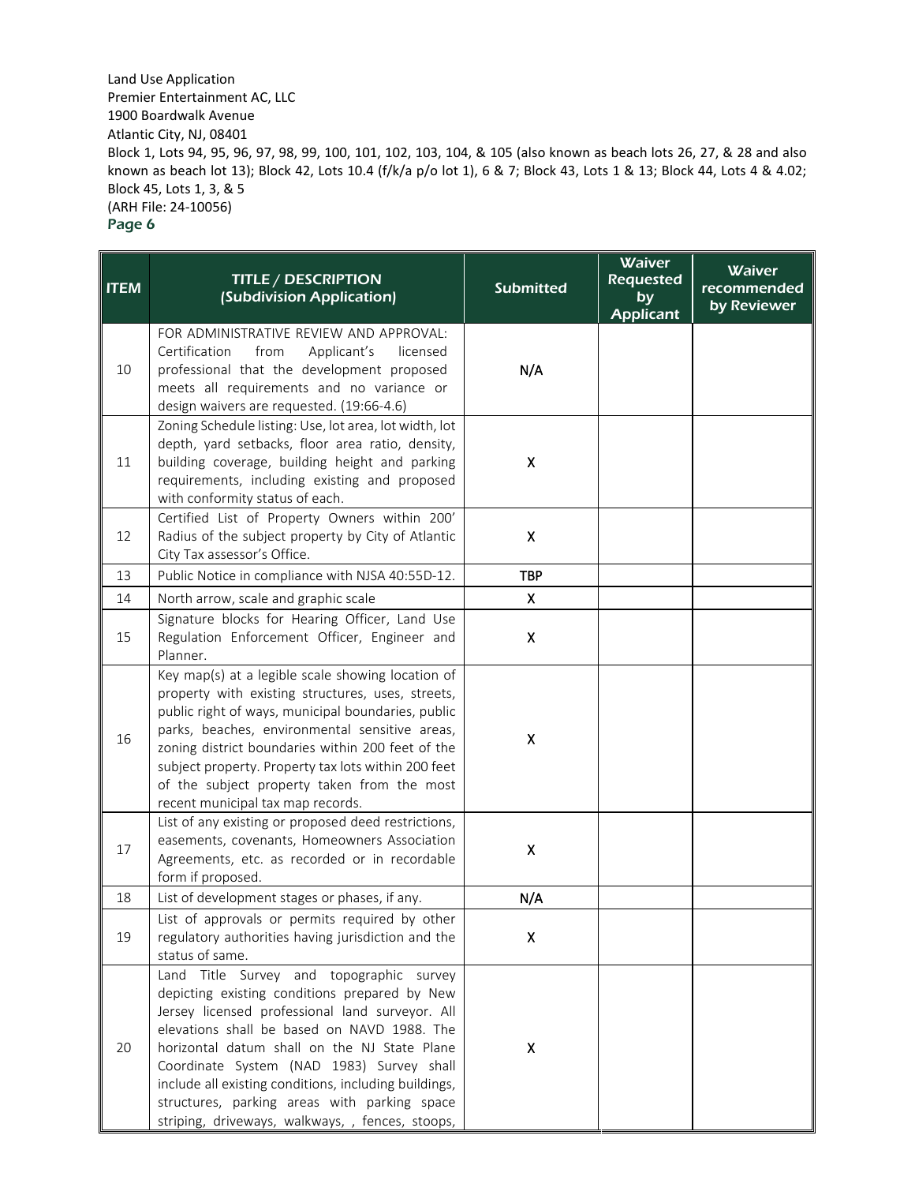Land Use Application
Premier Entertainment AC, LLC
1900 Boardwalk Avenue
Atlantic City, NJ, 08401
Block 1, Lots 94, 95, 96, 97, 98, 99, 100, 101, 102, 103, 104, & 105 (also known as beach lots 26, 27, & 28 and also known as beach lot 13); Block 42, Lots 10.4 (f/k/a p/o lot 1), 6 & 7; Block 43, Lots 1 & 13; Block 44, Lots 4 & 4.02; Block 45, Lots 1, 3, & 5
(ARH File: 24-10056)

| ITEM | TITLE / DESCRIPTION (Subdivision Application) | Submitted | Waiver Requested by Applicant | Waiver recommended by Reviewer |
|---|---|---|---|---|
| 10 | FOR ADMINISTRATIVE REVIEW AND APPROVAL: Certification from Applicant's licensed professional that the development proposed meets all requirements and no variance or design waivers are requested. (19:66-4.6) | N/A | | |
| 11 | Zoning Schedule listing: Use, lot area, lot width, lot depth, yard setbacks, floor area ratio, density, building coverage, building height and parking requirements, including existing and proposed with conformity status of each. | X | | |
| 12 | Certified List of Property Owners within 200' Radius of the subject property by City of Atlantic City Tax assessor's Office. | X | | |
| 13 | Public Notice in compliance with NJSA 40:55D-12. | TBP | | |
| 14 | North arrow, scale and graphic scale | X | | |
| 15 | Signature blocks for Hearing Officer, Land Use Regulation Enforcement Officer, Engineer and Planner. | X | | |
| 16 | Key map(s) at a legible scale showing location of property with existing structures, uses, streets, public right of ways, municipal boundaries, public parks, beaches, environmental sensitive areas, zoning district boundaries within 200 feet of the subject property. Property tax lots within 200 feet of the subject property taken from the most recent municipal tax map records. | X | | |
| 17 | List of any existing or proposed deed restrictions, easements, covenants, Homeowners Association Agreements, etc. as recorded or in recordable form if proposed. | X | | |
| 18 | List of development stages or phases, if any. | N/A | | |
| 19 | List of approvals or permits required by other regulatory authorities having jurisdiction and the status of same. | X | | |
| 20 | Land Title Survey and topographic survey depicting existing conditions prepared by New Jersey licensed professional land surveyor. All elevations shall be based on NAVD 1988. The horizontal datum shall on the NJ State Plane Coordinate System (NAD 1983) Survey shall include all existing conditions, including buildings, structures, parking areas with parking space striping, driveways, walkways, , fences, stoops, | X | | |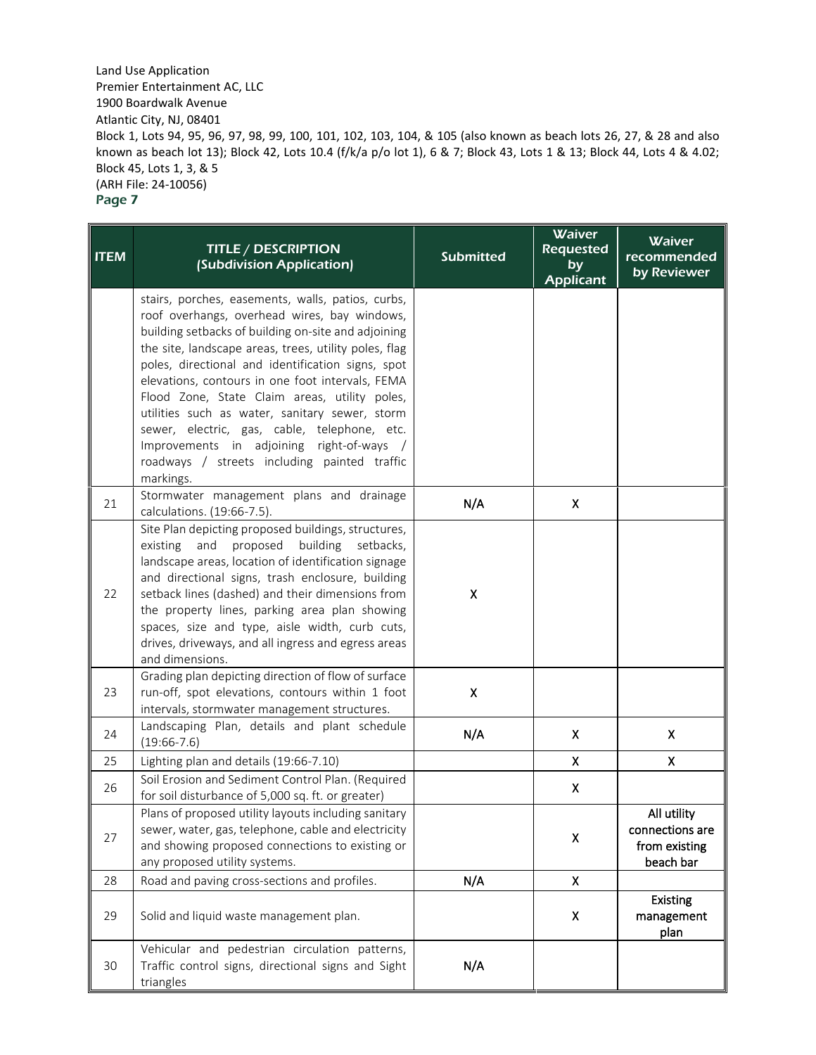Land Use Application
Premier Entertainment AC, LLC
1900 Boardwalk Avenue
Atlantic City, NJ, 08401
Block 1, Lots 94, 95, 96, 97, 98, 99, 100, 101, 102, 103, 104, & 105 (also known as beach lots 26, 27, & 28 and also known as beach lot 13); Block 42, Lots 10.4 (f/k/a p/o lot 1), 6 & 7; Block 43, Lots 1 & 13; Block 44, Lots 4 & 4.02; Block 45, Lots 1, 3, & 5
(ARH File: 24-10056)
Page 7

| ITEM | TITLE / DESCRIPTION (Subdivision Application) | Submitted | Waiver Requested by Applicant | Waiver recommended by Reviewer |
|---|---|---|---|---|
| | stairs, porches, easements, walls, patios, curbs, roof overhangs, overhead wires, bay windows, building setbacks of building on-site and adjoining the site, landscape areas, trees, utility poles, flag poles, directional and identification signs, spot elevations, contours in one foot intervals, FEMA Flood Zone, State Claim areas, utility poles, utilities such as water, sanitary sewer, storm sewer, electric, gas, cable, telephone, etc. Improvements in adjoining right-of-ways / roadways / streets including painted traffic markings. | | | |
| 21 | Stormwater management plans and drainage calculations. (19:66-7.5). | N/A | X | |
| 22 | Site Plan depicting proposed buildings, structures, existing and proposed building setbacks, landscape areas, location of identification signage and directional signs, trash enclosure, building setback lines (dashed) and their dimensions from the property lines, parking area plan showing spaces, size and type, aisle width, curb cuts, drives, driveways, and all ingress and egress areas and dimensions. | X | | |
| 23 | Grading plan depicting direction of flow of surface run-off, spot elevations, contours within 1 foot intervals, stormwater management structures. | X | | |
| 24 | Landscaping Plan, details and plant schedule (19:66-7.6) | N/A | X | X |
| 25 | Lighting plan and details (19:66-7.10) | | X | X |
| 26 | Soil Erosion and Sediment Control Plan. (Required for soil disturbance of 5,000 sq. ft. or greater) | | X | |
| 27 | Plans of proposed utility layouts including sanitary sewer, water, gas, telephone, cable and electricity and showing proposed connections to existing or any proposed utility systems. | | X | All utility connections are from existing beach bar |
| 28 | Road and paving cross-sections and profiles. | N/A | X | |
| 29 | Solid and liquid waste management plan. | | X | Existing management plan |
| 30 | Vehicular and pedestrian circulation patterns, Traffic control signs, directional signs and Sight triangles | N/A | | |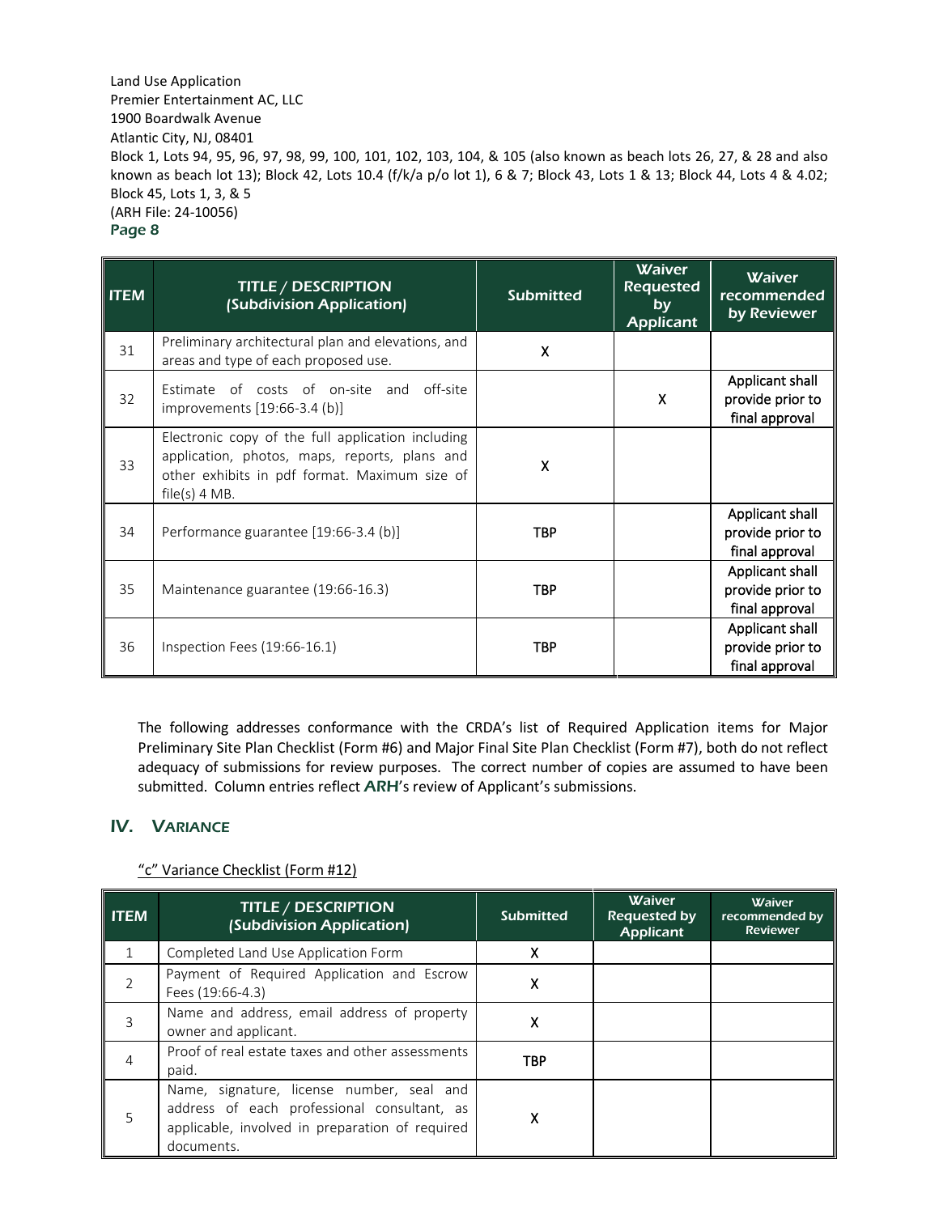| ITEM | TITLE / DESCRIPTION (Subdivision Application) | Submitted | Waiver Requested by Applicant | Waiver recommended by Reviewer |
|---|---|---|---|---|
| 31 | Preliminary architectural plan and elevations, and areas and type of each proposed use. | X | | |
| 32 | Estimate of costs of on-site and off-site improvements [19:66-3.4 (b)] | | X | Applicant shall provide prior to final approval |
| 33 | Electronic copy of the full application including application, photos, maps, reports, plans and other exhibits in pdf format. Maximum size of file(s) 4 MB. | X | | |
| 34 | Performance guarantee [19:66-3.4 (b)] | TBP | | Applicant shall provide prior to final approval |
| 35 | Maintenance guarantee (19:66-16.3) | TBP | | Applicant shall provide prior to final approval |
| 36 | Inspection Fees (19:66-16.1) | TBP | | Applicant shall provide prior to final approval |

The following addresses conformance with the CRDA's list of Required Application items for Major Preliminary Site Plan Checklist (Form #6) and Major Final Site Plan Checklist (Form #7), both do not reflect adequacy of submissions for review purposes. The correct number of copies are assumed to have been submitted. Column entries reflect **ARH**'s review of Applicant's submissions.

## IV. VARIANCE

"c" Variance Checklist (Form #12)

| ITEM | TITLE / DESCRIPTION (Subdivision Application) | Submitted | Waiver Requested by Applicant | Waiver recommended by Reviewer |
|---|---|---|---|---|
| 1 | Completed Land Use Application Form | X | | |
| 2 | Payment of Required Application and Escrow Fees (19:66-4.3) | X | | |
| 3 | Name and address, email address of property owner and applicant. | X | | |
| 4 | Proof of real estate taxes and other assessments paid. | TBP | | |
| 5 | Name, signature, license number, seal and address of each professional consultant, as applicable, involved in preparation of required documents. | X | | |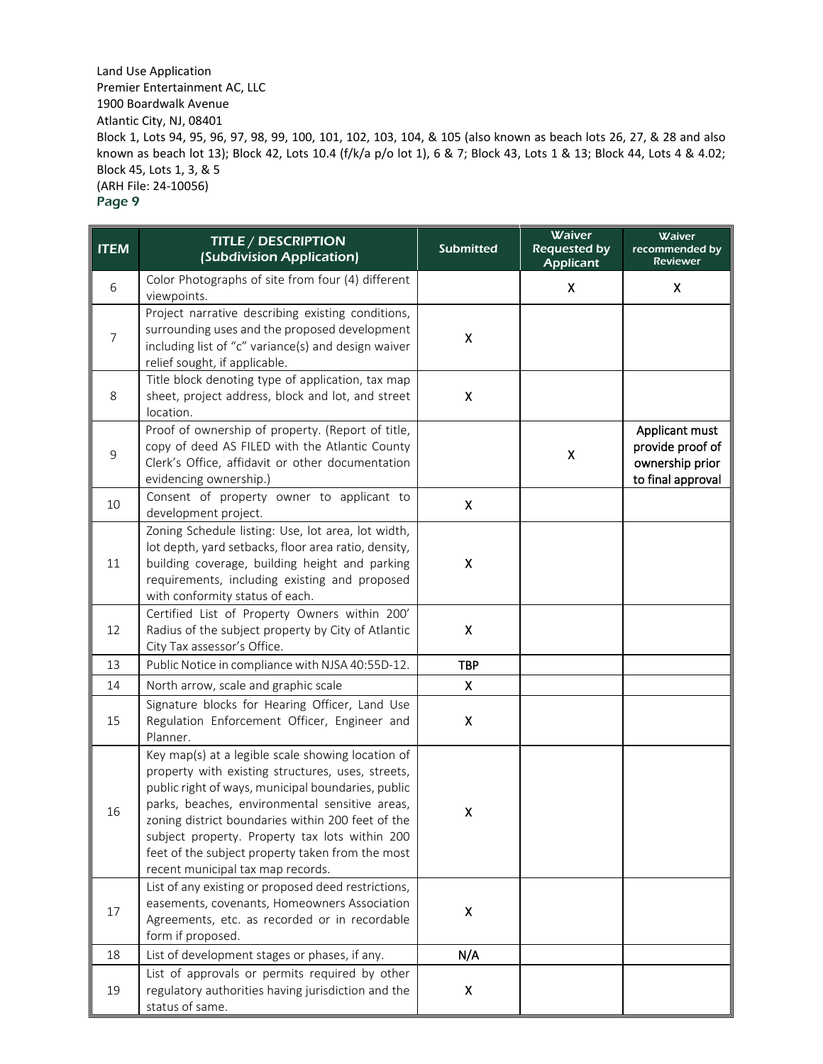Land Use Application
Premier Entertainment AC, LLC
1900 Boardwalk Avenue
Atlantic City, NJ, 08401
Block 1, Lots 94, 95, 96, 97, 98, 99, 100, 101, 102, 103, 104, & 105 (also known as beach lots 26, 27, & 28 and also known as beach lot 13); Block 42, Lots 10.4 (f/k/a p/o lot 1), 6 & 7; Block 43, Lots 1 & 13; Block 44, Lots 4 & 4.02; Block 45, Lots 1, 3, & 5
(ARH File: 24-10056)

| ITEM | TITLE / DESCRIPTION (Subdivision Application) | Submitted | Waiver Requested by Applicant | Waiver recommended by Reviewer |
|---|---|---|---|---|
| 6 | Color Photographs of site from four (4) different viewpoints. | | X | X |
| 7 | Project narrative describing existing conditions, surrounding uses and the proposed development including list of "c" variance(s) and design waiver relief sought, if applicable. | X | | |
| 8 | Title block denoting type of application, tax map sheet, project address, block and lot, and street location. | X | | |
| 9 | Proof of ownership of property. (Report of title, copy of deed AS FILED with the Atlantic County Clerk's Office, affidavit or other documentation evidencing ownership.) | | X | Applicant must provide proof of ownership prior to final approval |
| 10 | Consent of property owner to applicant to development project. | X | | |
| 11 | Zoning Schedule listing: Use, lot area, lot width, lot depth, yard setbacks, floor area ratio, density, building coverage, building height and parking requirements, including existing and proposed with conformity status of each. | X | | |
| 12 | Certified List of Property Owners within 200' Radius of the subject property by City of Atlantic City Tax assessor's Office. | X | | |
| 13 | Public Notice in compliance with NJSA 40:55D-12. | TBP | | |
| 14 | North arrow, scale and graphic scale | X | | |
| 15 | Signature blocks for Hearing Officer, Land Use Regulation Enforcement Officer, Engineer and Planner. | X | | |
| 16 | Key map(s) at a legible scale showing location of property with existing structures, uses, streets, public right of ways, municipal boundaries, public parks, beaches, environmental sensitive areas, zoning district boundaries within 200 feet of the subject property. Property tax lots within 200 feet of the subject property taken from the most recent municipal tax map records. | X | | |
| 17 | List of any existing or proposed deed restrictions, easements, covenants, Homeowners Association Agreements, etc. as recorded or in recordable form if proposed. | X | | |
| 18 | List of development stages or phases, if any. | N/A | | |
| 19 | List of approvals or permits required by other regulatory authorities having jurisdiction and the status of same. | X | | |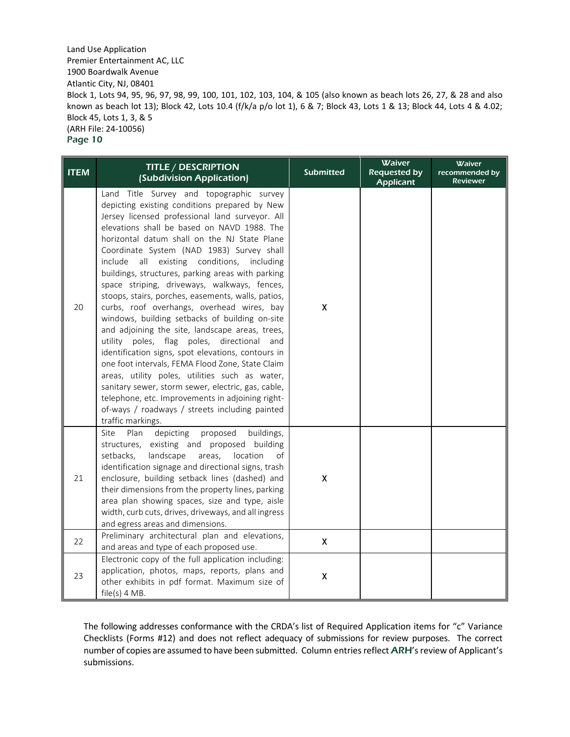Land Use Application
Premier Entertainment AC, LLC
1900 Boardwalk Avenue
Atlantic City, NJ, 08401
Block 1, Lots 94, 95, 96, 97, 98, 99, 100, 101, 102, 103, 104, & 105 (also known as beach lots 26, 27, & 28 and also known as beach lot 13); Block 42, Lots 10.4 (f/k/a p/o lot 1), 6 & 7; Block 43, Lots 1 & 13; Block 44, Lots 4 & 4.02; Block 45, Lots 1, 3, & 5
(ARH File: 24-10056)

| ITEM | TITLE / DESCRIPTION (Subdivision Application) | Submitted | Waiver Requested by Applicant | Waiver recommended by Reviewer |
|---|---|---|---|---|
| 20 | Land Title Survey and topographic survey depicting existing conditions prepared by New Jersey licensed professional land surveyor. All elevations shall be based on NAVD 1988. The horizontal datum shall on the NJ State Plane Coordinate System (NAD 1983) Survey shall include all existing conditions, including buildings, structures, parking areas with parking space striping, driveways, walkways, fences, stoops, stairs, porches, easements, walls, patios, curbs, roof overhangs, overhead wires, bay windows, building setbacks of building on-site and adjoining the site, landscape areas, trees, utility poles, flag poles, directional and identification signs, spot elevations, contours in one foot intervals, FEMA Flood Zone, State Claim areas, utility poles, utilities such as water, sanitary sewer, storm sewer, electric, gas, cable, telephone, etc. Improvements in adjoining right-of-ways / roadways / streets including painted traffic markings. | X | | |
| 21 | Site Plan depicting proposed buildings, structures, existing and proposed building setbacks, landscape areas, location of identification signage and directional signs, trash enclosure, building setback lines (dashed) and their dimensions from the property lines, parking area plan showing spaces, size and type, aisle width, curb cuts, drives, driveways, and all ingress and egress areas and dimensions. | X | | |
| 22 | Preliminary architectural plan and elevations, and areas and type of each proposed use. | X | | |
| 23 | Electronic copy of the full application including: application, photos, maps, reports, plans and other exhibits in pdf format. Maximum size of file(s) 4 MB. | X | | |

The following addresses conformance with the CRDA's list of Required Application items for "c" Variance Checklists (Forms #12) and does not reflect adequacy of submissions for review purposes. The correct number of copies are assumed to have been submitted. Column entries reflect **ARH**'s review of Applicant's submissions.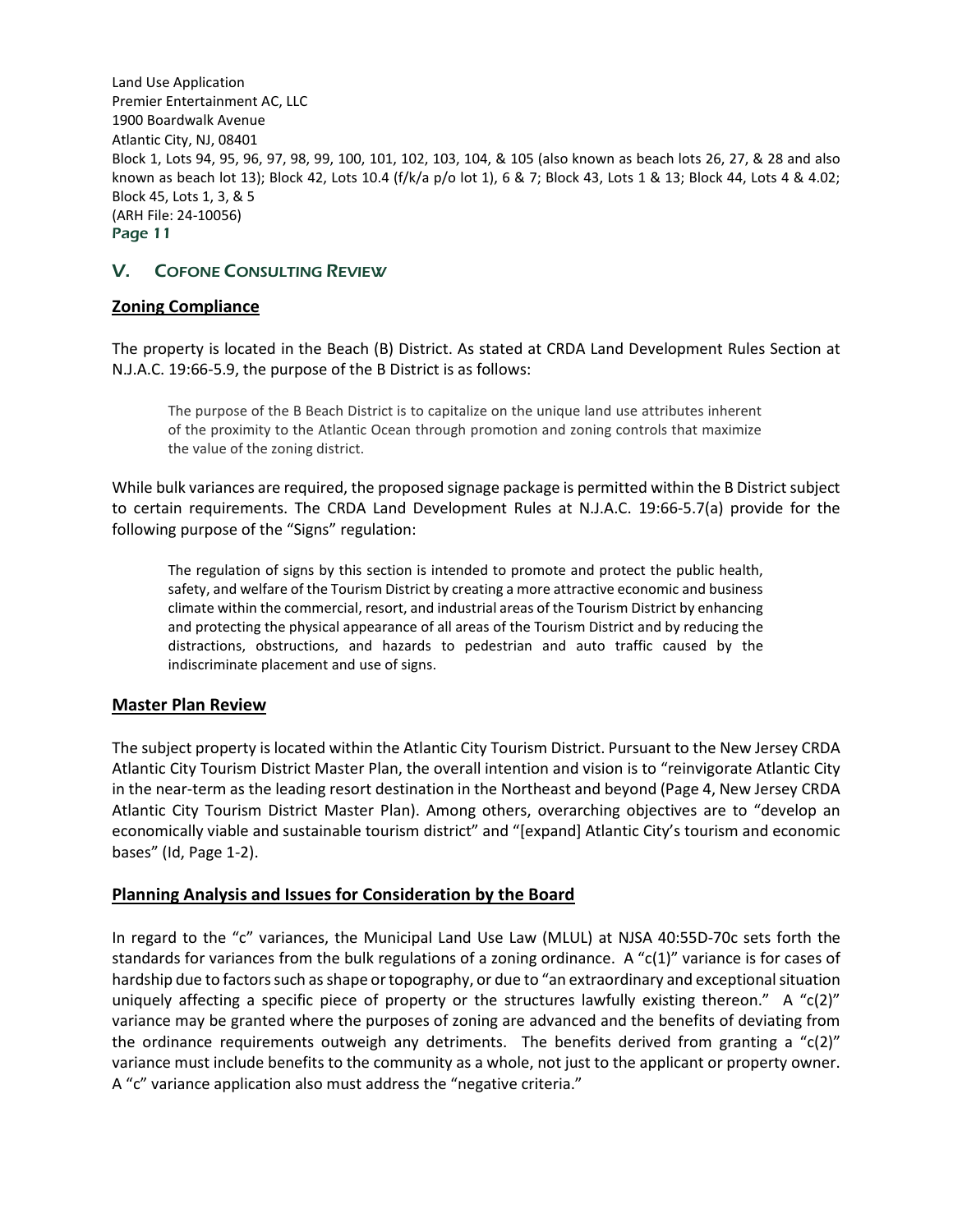## V. Cofone Consulting Review

### Zoning Compliance

The property is located in the Beach (B) District. As stated at CRDA Land Development Rules Section at N.J.A.C. 19:66-5.9, the purpose of the B District is as follows:

> The purpose of the B Beach District is to capitalize on the unique land use attributes inherent of the proximity to the Atlantic Ocean through promotion and zoning controls that maximize the value of the zoning district.

While bulk variances are required, the proposed signage package is permitted within the B District subject to certain requirements. The CRDA Land Development Rules at N.J.A.C. 19:66-5.7(a) provide for the following purpose of the "Signs" regulation:

> The regulation of signs by this section is intended to promote and protect the public health, safety, and welfare of the Tourism District by creating a more attractive economic and business climate within the commercial, resort, and industrial areas of the Tourism District by enhancing and protecting the physical appearance of all areas of the Tourism District and by reducing the distractions, obstructions, and hazards to pedestrian and auto traffic caused by the indiscriminate placement and use of signs.

### Master Plan Review

The subject property is located within the Atlantic City Tourism District. Pursuant to the New Jersey CRDA Atlantic City Tourism District Master Plan, the overall intention and vision is to "reinvigorate Atlantic City in the near-term as the leading resort destination in the Northeast and beyond (Page 4, New Jersey CRDA Atlantic City Tourism District Master Plan). Among others, overarching objectives are to "develop an economically viable and sustainable tourism district" and "[expand] Atlantic City's tourism and economic bases" (Id, Page 1-2).

### Planning Analysis and Issues for Consideration by the Board

In regard to the "c" variances, the Municipal Land Use Law (MLUL) at NJSA 40:55D-70c sets forth the standards for variances from the bulk regulations of a zoning ordinance. A "c(1)" variance is for cases of hardship due to factors such as shape or topography, or due to "an extraordinary and exceptional situation uniquely affecting a specific piece of property or the structures lawfully existing thereon." A "c(2)" variance may be granted where the purposes of zoning are advanced and the benefits of deviating from the ordinance requirements outweigh any detriments. The benefits derived from granting a "c(2)" variance must include benefits to the community as a whole, not just to the applicant or property owner. A "c" variance application also must address the "negative criteria."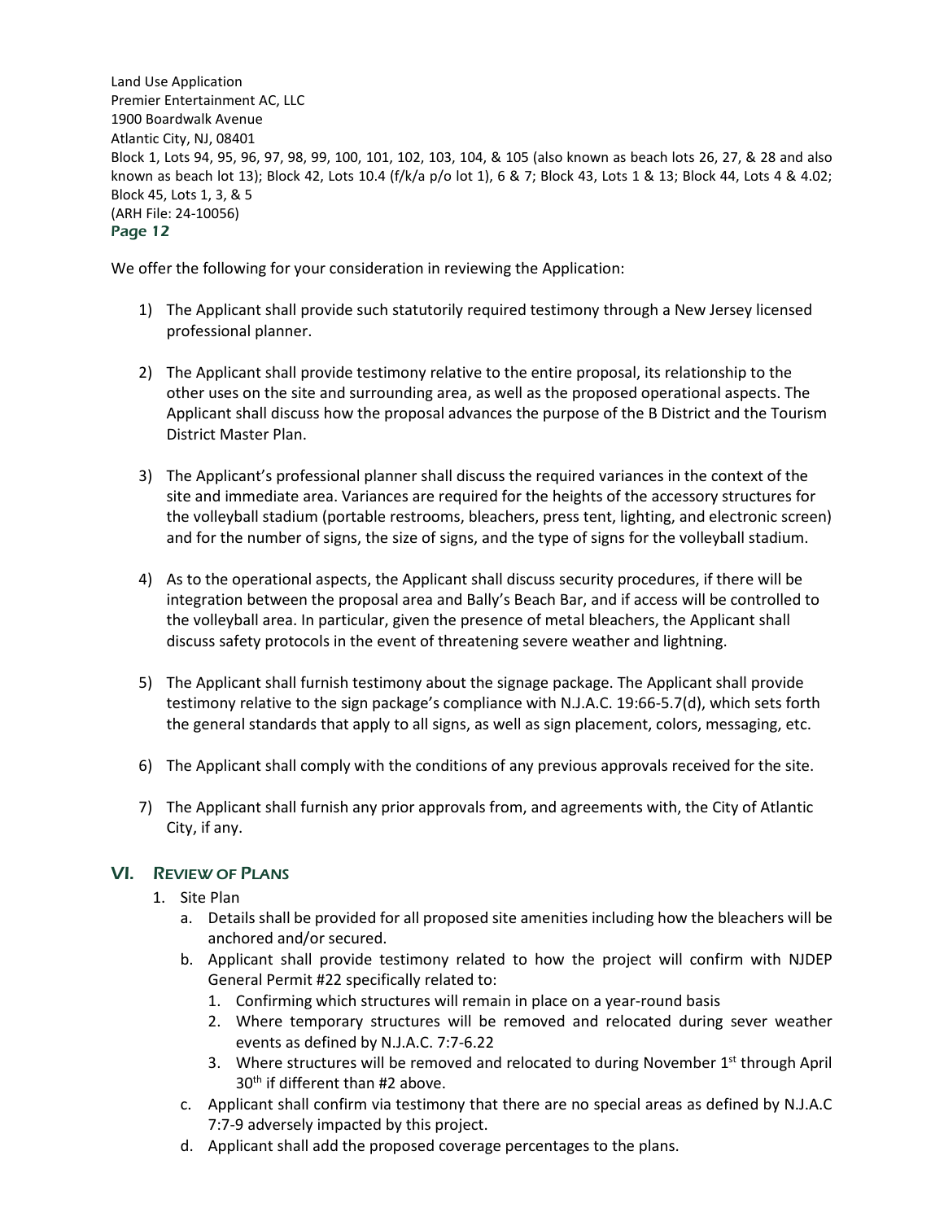We offer the following for your consideration in reviewing the Application:

1) The Applicant shall provide such statutorily required testimony through a New Jersey licensed professional planner.

2) The Applicant shall provide testimony relative to the entire proposal, its relationship to the other uses on the site and surrounding area, as well as the proposed operational aspects. The Applicant shall discuss how the proposal advances the purpose of the B District and the Tourism District Master Plan.

3) The Applicant's professional planner shall discuss the required variances in the context of the site and immediate area. Variances are required for the heights of the accessory structures for the volleyball stadium (portable restrooms, bleachers, press tent, lighting, and electronic screen) and for the number of signs, the size of signs, and the type of signs for the volleyball stadium.

4) As to the operational aspects, the Applicant shall discuss security procedures, if there will be integration between the proposal area and Bally's Beach Bar, and if access will be controlled to the volleyball area. In particular, given the presence of metal bleachers, the Applicant shall discuss safety protocols in the event of threatening severe weather and lightning.

5) The Applicant shall furnish testimony about the signage package. The Applicant shall provide testimony relative to the sign package's compliance with N.J.A.C. 19:66-5.7(d), which sets forth the general standards that apply to all signs, as well as sign placement, colors, messaging, etc.

6) The Applicant shall comply with the conditions of any previous approvals received for the site.

7) The Applicant shall furnish any prior approvals from, and agreements with, the City of Atlantic City, if any.

## VI. Review of Plans

1. Site Plan
   a. Details shall be provided for all proposed site amenities including how the bleachers will be anchored and/or secured.
   b. Applicant shall provide testimony related to how the project will confirm with NJDEP General Permit #22 specifically related to:
      1. Confirming which structures will remain in place on a year-round basis
      2. Where temporary structures will be removed and relocated during sever weather events as defined by N.J.A.C. 7:7-6.22
      3. Where structures will be removed and relocated to during November 1st through April 30th if different than #2 above.
   c. Applicant shall confirm via testimony that there are no special areas as defined by N.J.A.C 7:7-9 adversely impacted by this project.
   d. Applicant shall add the proposed coverage percentages to the plans.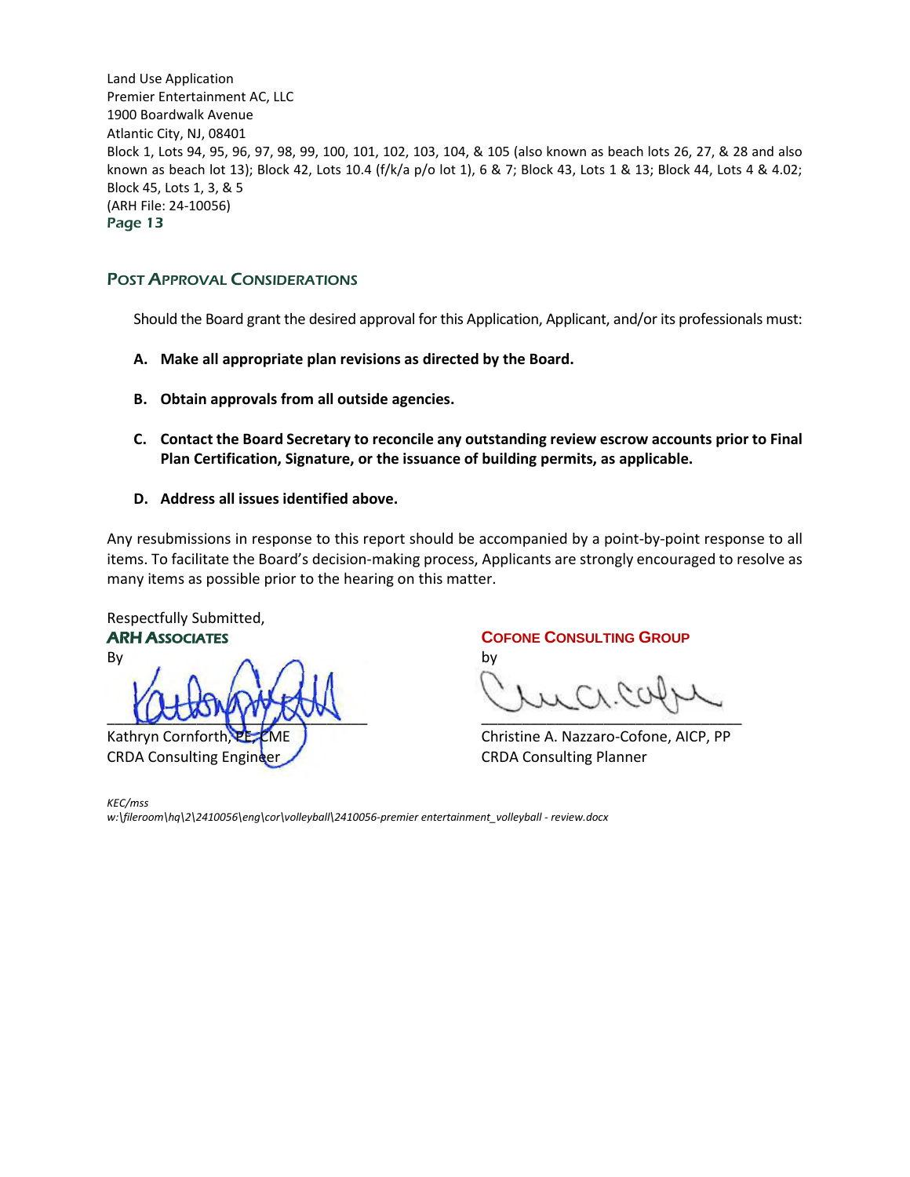## Post Approval Considerations

Should the Board grant the desired approval for this Application, Applicant, and/or its professionals must:

A. **Make all appropriate plan revisions as directed by the Board.**

B. **Obtain approvals from all outside agencies.**

C. **Contact the Board Secretary to reconcile any outstanding review escrow accounts prior to Final Plan Certification, Signature, or the issuance of building permits, as applicable.**

D. **Address all issues identified above.**

Any resubmissions in response to this report should be accompanied by a point-by-point response to all items. To facilitate the Board's decision-making process, Applicants are strongly encouraged to resolve as many items as possible prior to the hearing on this matter.

Respectfully Submitted,

**ARH Associates**
By

Kathryn Cornforth, PE, CME
CRDA Consulting Engineer

**Cofone Consulting Group**
by

Christine A. Nazzaro-Cofone, AICP, PP
CRDA Consulting Planner

*KEC/mss*
*w:\fileroom\hq\2\2410056\eng\cor\volleyball\2410056-premier entertainment_volleyball - review.docx*